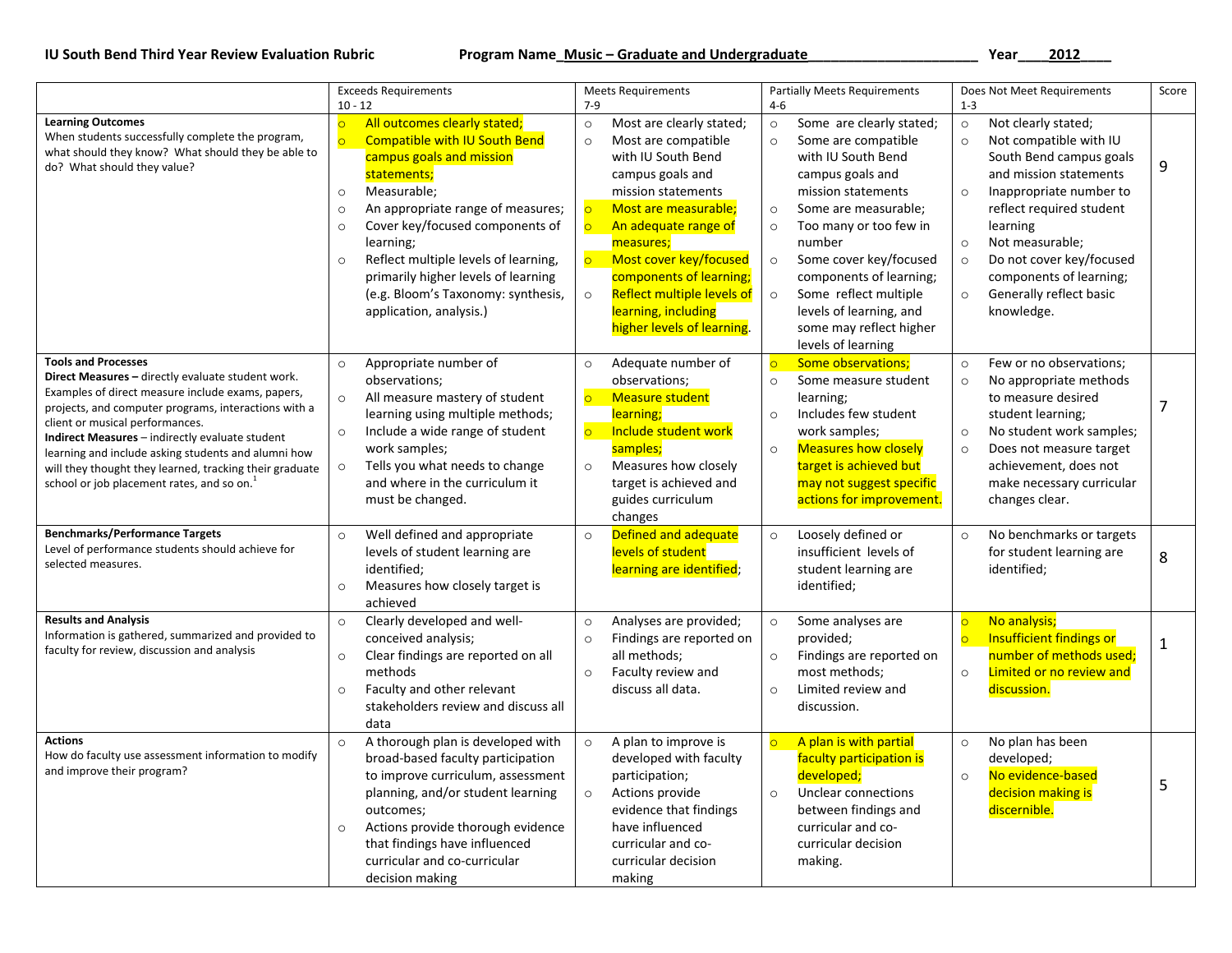**IU South Bend Third Year Review Evaluation Rubric** **Program Name_Music – Graduate and Undergraduate______________________** **Year____2012____**

| | Exceeds Requirements 10 - 12 | Meets Requirements 7-9 | Partially Meets Requirements 4-6 | Does Not Meet Requirements 1-3 | Score |
|---|---|---|---|---|---|
| **Learning Outcomes** When students successfully complete the program, what should they know? What should they be able to do? What should they value? | ○ All outcomes clearly stated; ○ Compatible with IU South Bend campus goals and mission statements; ○ Measurable; ○ An appropriate range of measures; ○ Cover key/focused components of learning; ○ Reflect multiple levels of learning, primarily higher levels of learning (e.g. Bloom's Taxonomy: synthesis, application, analysis.) | ○ Most are clearly stated; ○ Most are compatible with IU South Bend campus goals and mission statements ○ Most are measurable; ○ An adequate range of measures; ○ Most cover key/focused components of learning; ○ Reflect multiple levels of learning, including higher levels of learning. | ○ Some are clearly stated; ○ Some are compatible with IU South Bend campus goals and mission statements ○ Some are measurable; ○ Too many or too few in number ○ Some cover key/focused components of learning; ○ Some reflect multiple levels of learning, and some may reflect higher levels of learning | ○ Not clearly stated; ○ Not compatible with IU South Bend campus goals and mission statements ○ Inappropriate number to reflect required student learning ○ Not measurable; ○ Do not cover key/focused components of learning; ○ Generally reflect basic knowledge. | 9 |
| **Tools and Processes** **Direct Measures –** directly evaluate student work. Examples of direct measure include exams, papers, projects, and computer programs, interactions with a client or musical performances. **Indirect Measures** – indirectly evaluate student learning and include asking students and alumni how will they thought they learned, tracking their graduate school or job placement rates, and so on.[1] | ○ Appropriate number of observations; ○ All measure mastery of student learning using multiple methods; ○ Include a wide range of student work samples; ○ Tells you what needs to change and where in the curriculum it must be changed. | ○ Adequate number of observations; ○ Measure student learning; ○ Include student work samples; ○ Measures how closely target is achieved and guides curriculum changes | ○ Some observations; ○ Some measure student learning; ○ Includes few student work samples; ○ Measures how closely target is achieved but may not suggest specific actions for improvement. | ○ Few or no observations; ○ No appropriate methods to measure desired student learning; ○ No student work samples; ○ Does not measure target achievement, does not make necessary curricular changes clear. | 7 |
| **Benchmarks/Performance Targets** Level of performance students should achieve for selected measures. | ○ Well defined and appropriate levels of student learning are identified; ○ Measures how closely target is achieved | ○ Defined and adequate levels of student learning are identified; | ○ Loosely defined or insufficient levels of student learning are identified; | ○ No benchmarks or targets for student learning are identified; | 8 |
| **Results and Analysis** Information is gathered, summarized and provided to faculty for review, discussion and analysis | ○ Clearly developed and well-conceived analysis; ○ Clear findings are reported on all methods ○ Faculty and other relevant stakeholders review and discuss all data | ○ Analyses are provided; ○ Findings are reported on all methods; ○ Faculty review and discuss all data. | ○ Some analyses are provided; ○ Findings are reported on most methods; ○ Limited review and discussion. | ○ No analysis; ○ Insufficient findings or number of methods used; ○ Limited or no review and discussion. | 1 |
| **Actions** How do faculty use assessment information to modify and improve their program? | ○ A thorough plan is developed with broad-based faculty participation to improve curriculum, assessment planning, and/or student learning outcomes; ○ Actions provide thorough evidence that findings have influenced curricular and co-curricular decision making | ○ A plan to improve is developed with faculty participation; ○ Actions provide evidence that findings have influenced curricular and co-curricular decision making | ○ A plan is with partial faculty participation is developed; ○ Unclear connections between findings and curricular and co-curricular decision making. | ○ No plan has been developed; ○ No evidence-based decision making is discernible. | 5 |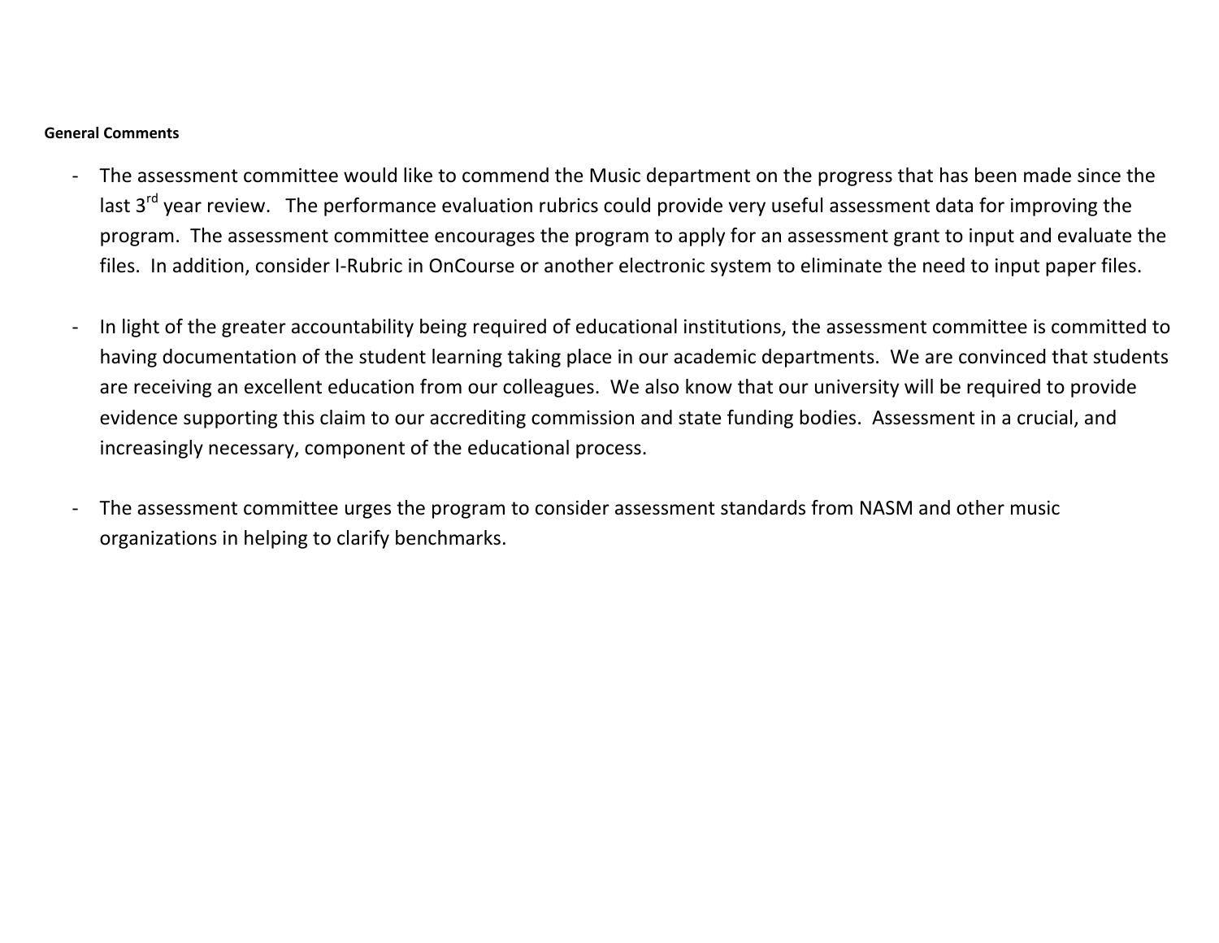**General Comments**

- The assessment committee would like to commend the Music department on the progress that has been made since the last 3rd year review. The performance evaluation rubrics could provide very useful assessment data for improving the program. The assessment committee encourages the program to apply for an assessment grant to input and evaluate the files. In addition, consider I-Rubric in OnCourse or another electronic system to eliminate the need to input paper files.

- In light of the greater accountability being required of educational institutions, the assessment committee is committed to having documentation of the student learning taking place in our academic departments. We are convinced that students are receiving an excellent education from our colleagues. We also know that our university will be required to provide evidence supporting this claim to our accrediting commission and state funding bodies. Assessment in a crucial, and increasingly necessary, component of the educational process.

- The assessment committee urges the program to consider assessment standards from NASM and other music organizations in helping to clarify benchmarks.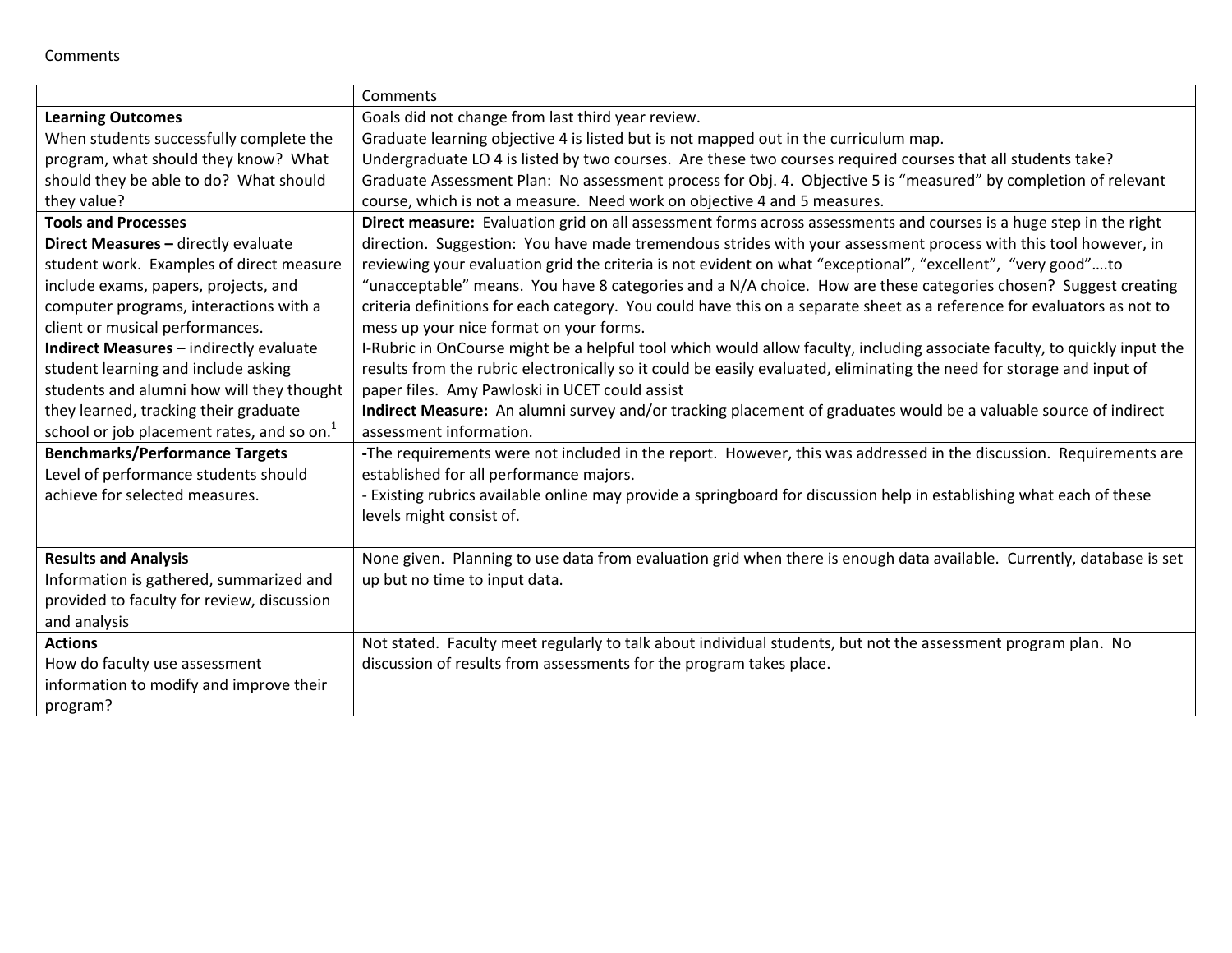Comments

| | Comments |
|---|---|
| **Learning Outcomes**<br>When students successfully complete the program, what should they know? What should they be able to do? What should they value? | Goals did not change from last third year review.<br>Graduate learning objective 4 is listed but is not mapped out in the curriculum map.<br>Undergraduate LO 4 is listed by two courses. Are these two courses required courses that all students take?<br>Graduate Assessment Plan: No assessment process for Obj. 4. Objective 5 is "measured" by completion of relevant course, which is not a measure. Need work on objective 4 and 5 measures. |
| **Tools and Processes**<br>**Direct Measures –** directly evaluate student work. Examples of direct measure include exams, papers, projects, and computer programs, interactions with a client or musical performances.<br>**Indirect Measures** – indirectly evaluate student learning and include asking students and alumni how will they thought they learned, tracking their graduate school or job placement rates, and so on.[1] | **Direct measure:** Evaluation grid on all assessment forms across assessments and courses is a huge step in the right direction. Suggestion: You have made tremendous strides with your assessment process with this tool however, in reviewing your evaluation grid the criteria is not evident on what "exceptional", "excellent", "very good"….to "unacceptable" means. You have 8 categories and a N/A choice. How are these categories chosen? Suggest creating criteria definitions for each category. You could have this on a separate sheet as a reference for evaluators as not to mess up your nice format on your forms.<br>I-Rubric in OnCourse might be a helpful tool which would allow faculty, including associate faculty, to quickly input the results from the rubric electronically so it could be easily evaluated, eliminating the need for storage and input of paper files. Amy Pawloski in UCET could assist<br>**Indirect Measure:** An alumni survey and/or tracking placement of graduates would be a valuable source of indirect assessment information. |
| **Benchmarks/Performance Targets**<br>Level of performance students should achieve for selected measures. | **-**The requirements were not included in the report. However, this was addressed in the discussion. Requirements are established for all performance majors.<br>- Existing rubrics available online may provide a springboard for discussion help in establishing what each of these levels might consist of. |
| **Results and Analysis**<br>Information is gathered, summarized and provided to faculty for review, discussion and analysis | None given. Planning to use data from evaluation grid when there is enough data available. Currently, database is set up but no time to input data. |
| **Actions**<br>How do faculty use assessment information to modify and improve their program? | Not stated. Faculty meet regularly to talk about individual students, but not the assessment program plan. No discussion of results from assessments for the program takes place. |